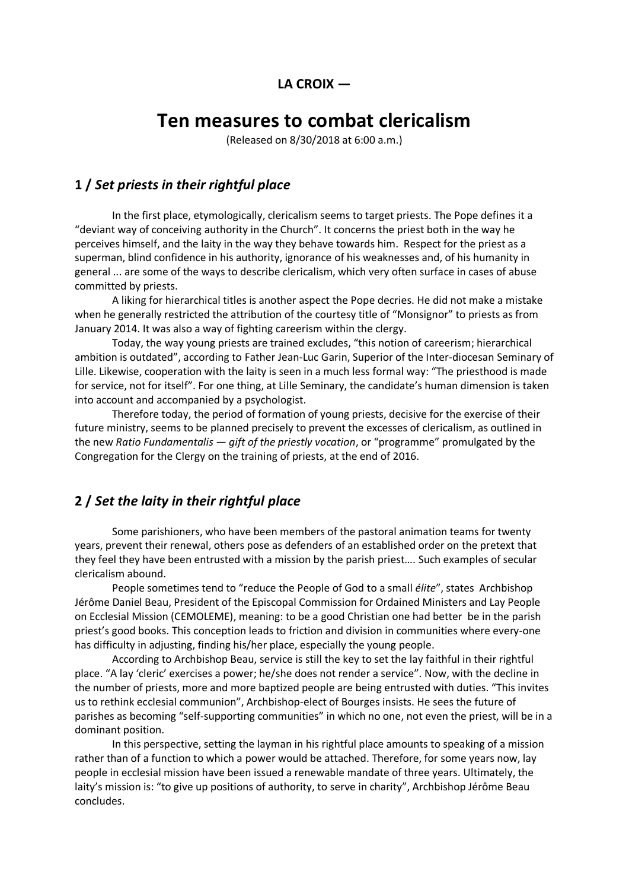**LA CROIX —**

# Ten measures to combat clericalism

(Released on 8/30/2018 at 6:00 a.m.)

## 1 / *Set priests in their rightful place*

In the first place, etymologically, clericalism seems to target priests. The Pope defines it a "deviant way of conceiving authority in the Church". It concerns the priest both in the way he perceives himself, and the laity in the way they behave towards him. Respect for the priest as a superman, blind confidence in his authority, ignorance of his weaknesses and, of his humanity in general ... are some of the ways to describe clericalism, which very often surface in cases of abuse committed by priests.

A liking for hierarchical titles is another aspect the Pope decries. He did not make a mistake when he generally restricted the attribution of the courtesy title of "Monsignor" to priests as from January 2014. It was also a way of fighting careerism within the clergy.

Today, the way young priests are trained excludes, "this notion of careerism; hierarchical ambition is outdated", according to Father Jean-Luc Garin, Superior of the Inter-diocesan Seminary of Lille. Likewise, cooperation with the laity is seen in a much less formal way: "The priesthood is made for service, not for itself". For one thing, at Lille Seminary, the candidate's human dimension is taken into account and accompanied by a psychologist.

Therefore today, the period of formation of young priests, decisive for the exercise of their future ministry, seems to be planned precisely to prevent the excesses of clericalism, as outlined in the new *Ratio Fundamentalis — gift of the priestly vocation*, or "programme" promulgated by the Congregation for the Clergy on the training of priests, at the end of 2016.

## 2 / *Set the laity in their rightful place*

Some parishioners, who have been members of the pastoral animation teams for twenty years, prevent their renewal, others pose as defenders of an established order on the pretext that they feel they have been entrusted with a mission by the parish priest…. Such examples of secular clericalism abound.

People sometimes tend to "reduce the People of God to a small *élite*", states Archbishop Jérôme Daniel Beau, President of the Episcopal Commission for Ordained Ministers and Lay People on Ecclesial Mission (CEMOLEME), meaning: to be a good Christian one had better be in the parish priest's good books. This conception leads to friction and division in communities where every-one has difficulty in adjusting, finding his/her place, especially the young people.

According to Archbishop Beau, service is still the key to set the lay faithful in their rightful place. "A lay 'cleric' exercises a power; he/she does not render a service". Now, with the decline in the number of priests, more and more baptized people are being entrusted with duties. "This invites us to rethink ecclesial communion", Archbishop-elect of Bourges insists. He sees the future of parishes as becoming "self-supporting communities" in which no one, not even the priest, will be in a dominant position.

In this perspective, setting the layman in his rightful place amounts to speaking of a mission rather than of a function to which a power would be attached. Therefore, for some years now, lay people in ecclesial mission have been issued a renewable mandate of three years. Ultimately, the laity's mission is: "to give up positions of authority, to serve in charity", Archbishop Jérôme Beau concludes.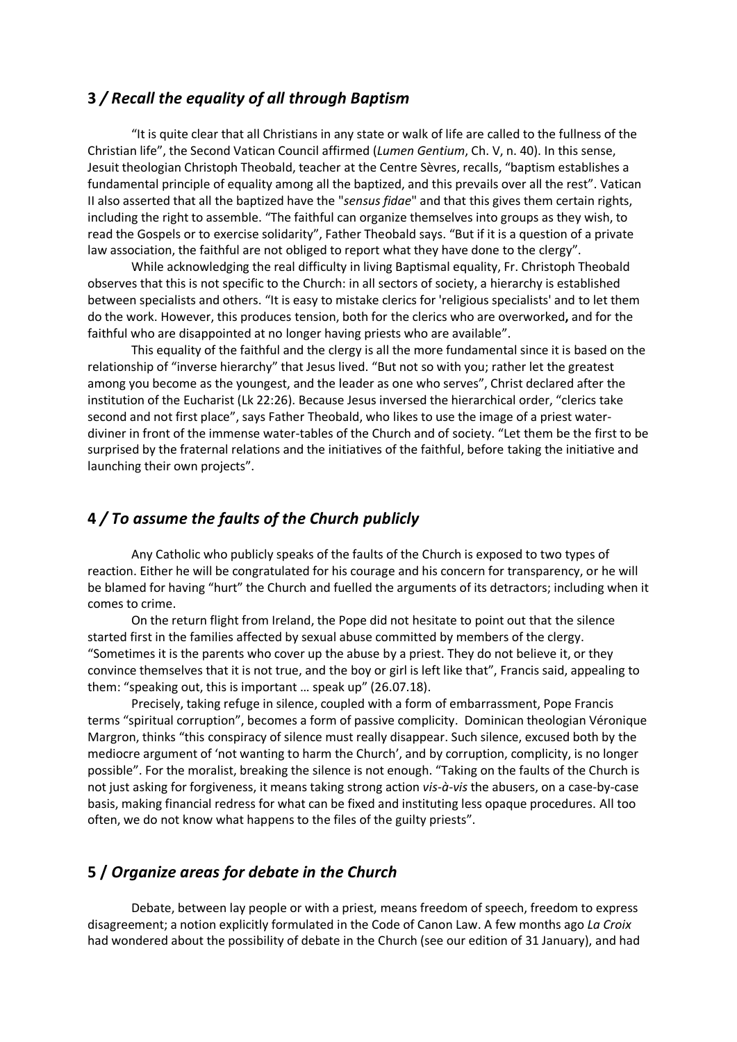## 3 / *Recall the equality of all through Baptism*

"It is quite clear that all Christians in any state or walk of life are called to the fullness of the Christian life", the Second Vatican Council affirmed (*Lumen Gentium*, Ch. V, n. 40). In this sense, Jesuit theologian Christoph Theobald, teacher at the Centre Sèvres, recalls, "baptism establishes a fundamental principle of equality among all the baptized, and this prevails over all the rest". Vatican II also asserted that all the baptized have the "*sensus fidae*" and that this gives them certain rights, including the right to assemble. "The faithful can organize themselves into groups as they wish, to read the Gospels or to exercise solidarity", Father Theobald says. "But if it is a question of a private law association, the faithful are not obliged to report what they have done to the clergy".

While acknowledging the real difficulty in living Baptismal equality, Fr. Christoph Theobald observes that this is not specific to the Church: in all sectors of society, a hierarchy is established between specialists and others. "It is easy to mistake clerics for 'religious specialists' and to let them do the work. However, this produces tension, both for the clerics who are overworked**,** and for the faithful who are disappointed at no longer having priests who are available".

This equality of the faithful and the clergy is all the more fundamental since it is based on the relationship of "inverse hierarchy" that Jesus lived. "But not so with you; rather let the greatest among you become as the youngest, and the leader as one who serves", Christ declared after the institution of the Eucharist (Lk 22:26). Because Jesus inversed the hierarchical order, "clerics take second and not first place", says Father Theobald, who likes to use the image of a priest water-diviner in front of the immense water-tables of the Church and of society. "Let them be the first to be surprised by the fraternal relations and the initiatives of the faithful, before taking the initiative and launching their own projects".

## 4 / *To assume the faults of the Church publicly*

Any Catholic who publicly speaks of the faults of the Church is exposed to two types of reaction. Either he will be congratulated for his courage and his concern for transparency, or he will be blamed for having "hurt" the Church and fuelled the arguments of its detractors; including when it comes to crime.

On the return flight from Ireland, the Pope did not hesitate to point out that the silence started first in the families affected by sexual abuse committed by members of the clergy. "Sometimes it is the parents who cover up the abuse by a priest. They do not believe it, or they convince themselves that it is not true, and the boy or girl is left like that", Francis said, appealing to them: "speaking out, this is important … speak up" (26.07.18).

Precisely, taking refuge in silence, coupled with a form of embarrassment, Pope Francis terms "spiritual corruption", becomes a form of passive complicity. Dominican theologian Véronique Margron, thinks "this conspiracy of silence must really disappear. Such silence, excused both by the mediocre argument of 'not wanting to harm the Church', and by corruption, complicity, is no longer possible". For the moralist, breaking the silence is not enough. "Taking on the faults of the Church is not just asking for forgiveness, it means taking strong action *vis-à-vis* the abusers, on a case-by-case basis, making financial redress for what can be fixed and instituting less opaque procedures. All too often, we do not know what happens to the files of the guilty priests".

## 5 / *Organize areas for debate in the Church*

Debate, between lay people or with a priest, means freedom of speech, freedom to express disagreement; a notion explicitly formulated in the Code of Canon Law. A few months ago *La Croix* had wondered about the possibility of debate in the Church (see our edition of 31 January), and had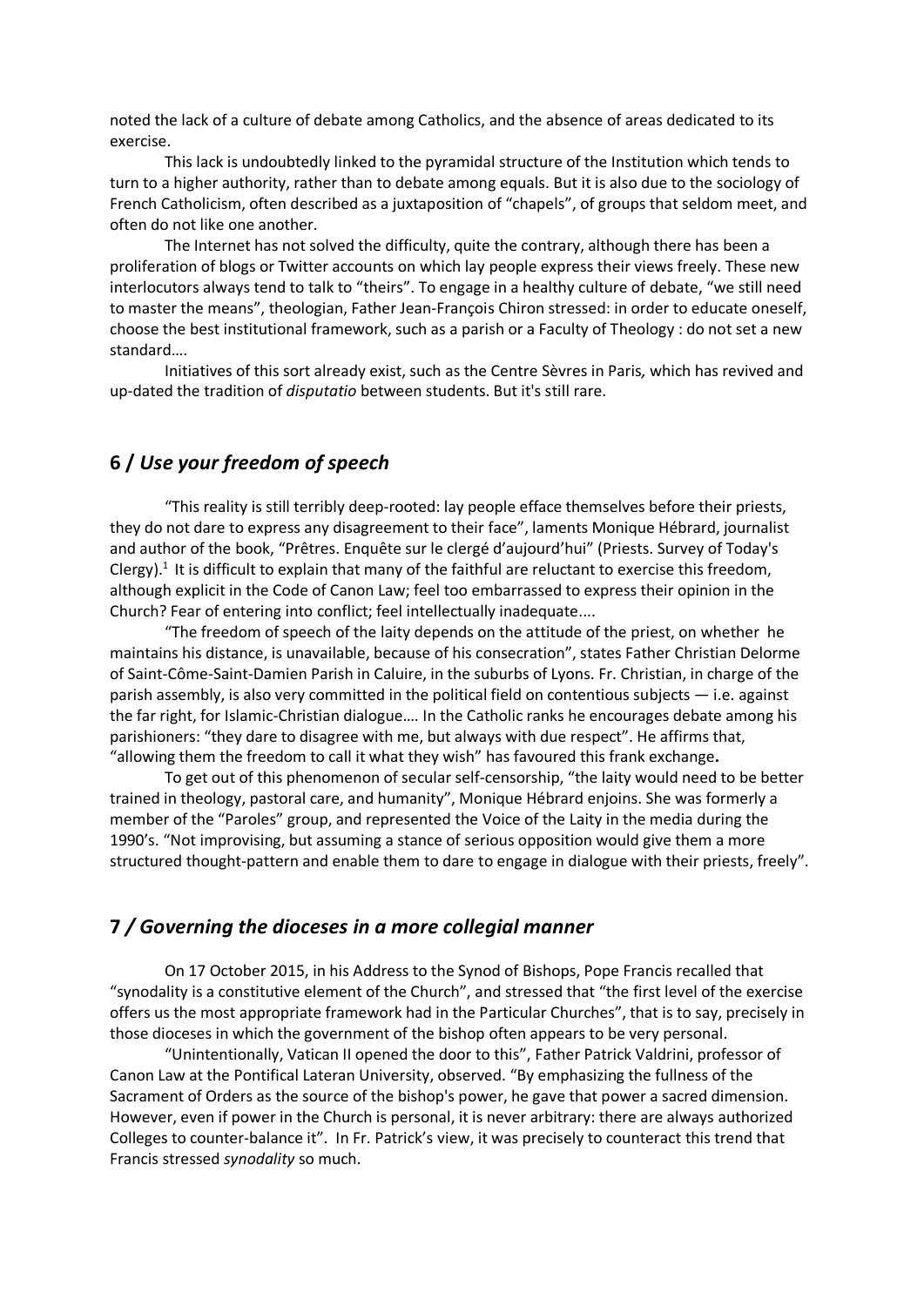noted the lack of a culture of debate among Catholics, and the absence of areas dedicated to its exercise.

This lack is undoubtedly linked to the pyramidal structure of the Institution which tends to turn to a higher authority, rather than to debate among equals. But it is also due to the sociology of French Catholicism, often described as a juxtaposition of "chapels", of groups that seldom meet, and often do not like one another.

The Internet has not solved the difficulty, quite the contrary, although there has been a proliferation of blogs or Twitter accounts on which lay people express their views freely. These new interlocutors always tend to talk to "theirs". To engage in a healthy culture of debate, "we still need to master the means", theologian, Father Jean-François Chiron stressed: in order to educate oneself, choose the best institutional framework, such as a parish or a Faculty of Theology : do not set a new standard….

Initiatives of this sort already exist, such as the Centre Sèvres in Paris*,* which has revived and up-dated the tradition of *disputatio* between students. But it's still rare.

## 6 / *Use your freedom of speech*

"This reality is still terribly deep-rooted: lay people efface themselves before their priests, they do not dare to express any disagreement to their face", laments Monique Hébrard, journalist and author of the book, "Prêtres. Enquête sur le clergé d'aujourd'hui" (Priests. Survey of Today's Clergy).[1] It is difficult to explain that many of the faithful are reluctant to exercise this freedom, although explicit in the Code of Canon Law; feel too embarrassed to express their opinion in the Church? Fear of entering into conflict; feel intellectually inadequate....

"The freedom of speech of the laity depends on the attitude of the priest, on whether he maintains his distance, is unavailable, because of his consecration", states Father Christian Delorme of Saint-Côme-Saint-Damien Parish in Caluire, in the suburbs of Lyons. Fr. Christian, in charge of the parish assembly, is also very committed in the political field on contentious subjects — i.e. against the far right, for Islamic-Christian dialogue…. In the Catholic ranks he encourages debate among his parishioners: "they dare to disagree with me, but always with due respect". He affirms that, "allowing them the freedom to call it what they wish" has favoured this frank exchange**.**

To get out of this phenomenon of secular self-censorship, "the laity would need to be better trained in theology, pastoral care, and humanity", Monique Hébrard enjoins. She was formerly a member of the "Paroles" group, and represented the Voice of the Laity in the media during the 1990's. "Not improvising, but assuming a stance of serious opposition would give them a more structured thought-pattern and enable them to dare to engage in dialogue with their priests, freely".

## 7 */ Governing the dioceses in a more collegial manner*

On 17 October 2015, in his Address to the Synod of Bishops, Pope Francis recalled that "synodality is a constitutive element of the Church", and stressed that "the first level of the exercise offers us the most appropriate framework had in the Particular Churches", that is to say, precisely in those dioceses in which the government of the bishop often appears to be very personal.

"Unintentionally, Vatican II opened the door to this", Father Patrick Valdrini, professor of Canon Law at the Pontifical Lateran University, observed. "By emphasizing the fullness of the Sacrament of Orders as the source of the bishop's power, he gave that power a sacred dimension. However, even if power in the Church is personal, it is never arbitrary: there are always authorized Colleges to counter-balance it". In Fr. Patrick's view, it was precisely to counteract this trend that Francis stressed *synodality* so much.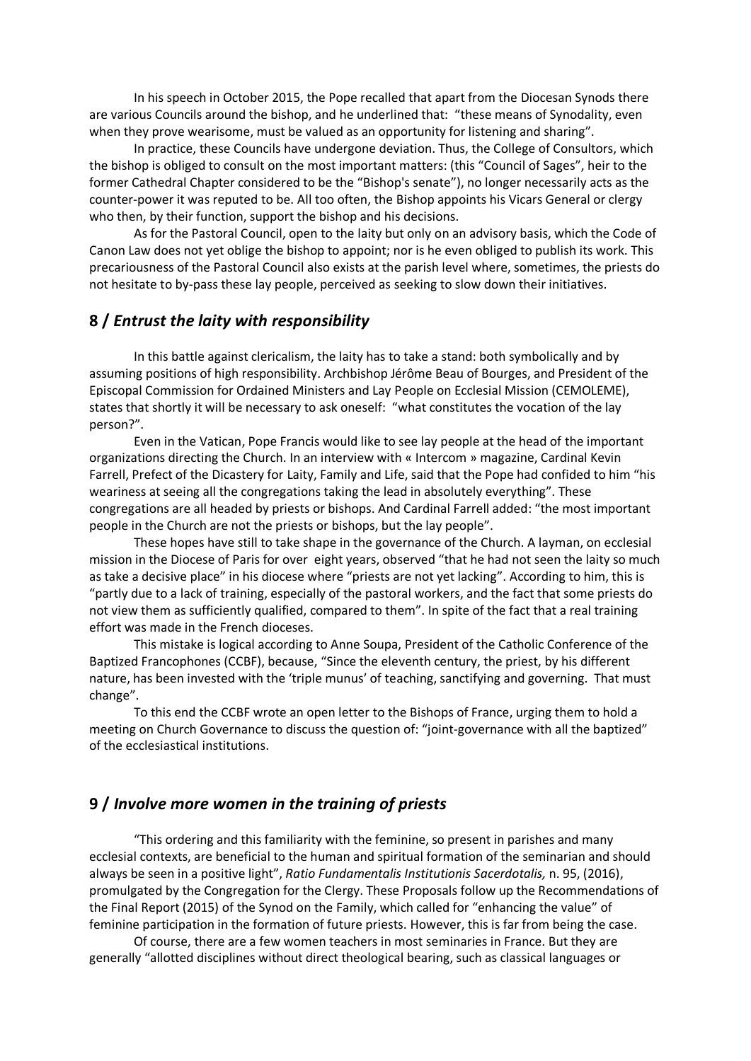In his speech in October 2015, the Pope recalled that apart from the Diocesan Synods there are various Councils around the bishop, and he underlined that: "these means of Synodality, even when they prove wearisome, must be valued as an opportunity for listening and sharing".

In practice, these Councils have undergone deviation. Thus, the College of Consultors, which the bishop is obliged to consult on the most important matters: (this "Council of Sages", heir to the former Cathedral Chapter considered to be the "Bishop's senate"), no longer necessarily acts as the counter-power it was reputed to be. All too often, the Bishop appoints his Vicars General or clergy who then, by their function, support the bishop and his decisions.

As for the Pastoral Council, open to the laity but only on an advisory basis, which the Code of Canon Law does not yet oblige the bishop to appoint; nor is he even obliged to publish its work. This precariousness of the Pastoral Council also exists at the parish level where, sometimes, the priests do not hesitate to by-pass these lay people, perceived as seeking to slow down their initiatives.

## 8 / *Entrust the laity with responsibility*

In this battle against clericalism, the laity has to take a stand: both symbolically and by assuming positions of high responsibility. Archbishop Jérôme Beau of Bourges, and President of the Episcopal Commission for Ordained Ministers and Lay People on Ecclesial Mission (CEMOLEME), states that shortly it will be necessary to ask oneself: "what constitutes the vocation of the lay person?".

Even in the Vatican, Pope Francis would like to see lay people at the head of the important organizations directing the Church. In an interview with « Intercom » magazine, Cardinal Kevin Farrell, Prefect of the Dicastery for Laity, Family and Life, said that the Pope had confided to him "his weariness at seeing all the congregations taking the lead in absolutely everything". These congregations are all headed by priests or bishops. And Cardinal Farrell added: "the most important people in the Church are not the priests or bishops, but the lay people".

These hopes have still to take shape in the governance of the Church. A layman, on ecclesial mission in the Diocese of Paris for over eight years, observed "that he had not seen the laity so much as take a decisive place" in his diocese where "priests are not yet lacking". According to him, this is "partly due to a lack of training, especially of the pastoral workers, and the fact that some priests do not view them as sufficiently qualified, compared to them". In spite of the fact that a real training effort was made in the French dioceses.

This mistake is logical according to Anne Soupa, President of the Catholic Conference of the Baptized Francophones (CCBF), because, "Since the eleventh century, the priest, by his different nature, has been invested with the 'triple munus' of teaching, sanctifying and governing. That must change".

To this end the CCBF wrote an open letter to the Bishops of France, urging them to hold a meeting on Church Governance to discuss the question of: "joint-governance with all the baptized" of the ecclesiastical institutions.

## 9 / *Involve more women in the training of priests*

"This ordering and this familiarity with the feminine, so present in parishes and many ecclesial contexts, are beneficial to the human and spiritual formation of the seminarian and should always be seen in a positive light", *Ratio Fundamentalis Institutionis Sacerdotalis,* n. 95, (2016), promulgated by the Congregation for the Clergy. These Proposals follow up the Recommendations of the Final Report (2015) of the Synod on the Family, which called for "enhancing the value" of feminine participation in the formation of future priests. However, this is far from being the case.

Of course, there are a few women teachers in most seminaries in France. But they are generally "allotted disciplines without direct theological bearing, such as classical languages or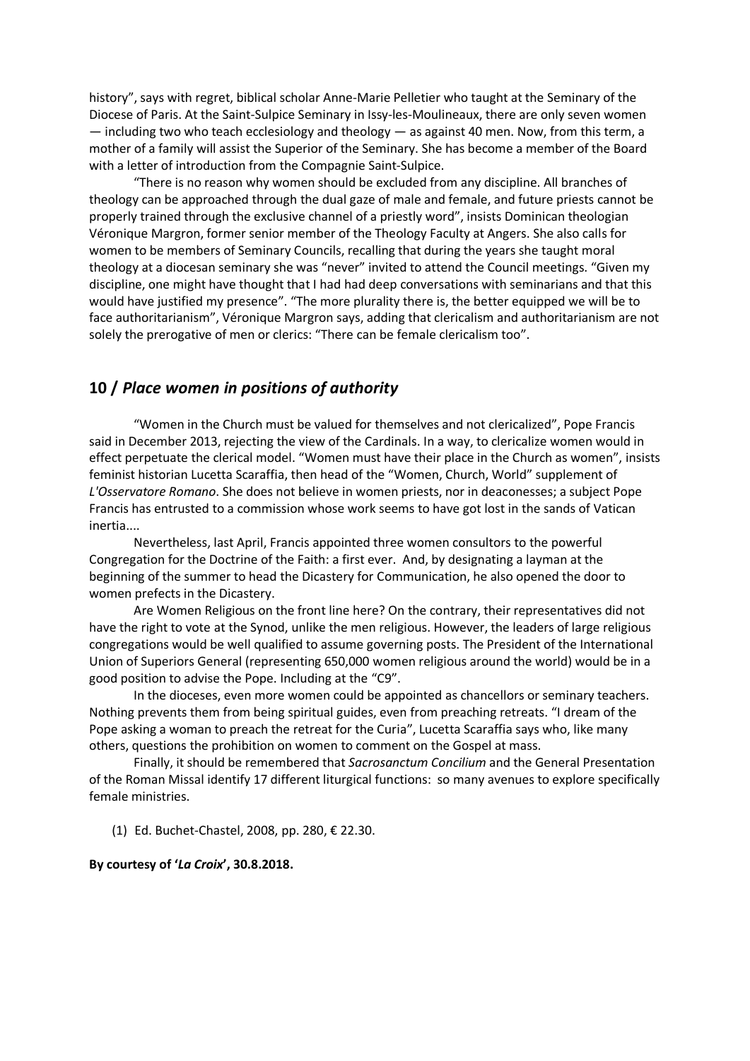history", says with regret, biblical scholar Anne-Marie Pelletier who taught at the Seminary of the Diocese of Paris. At the Saint-Sulpice Seminary in Issy-les-Moulineaux, there are only seven women — including two who teach ecclesiology and theology — as against 40 men. Now, from this term, a mother of a family will assist the Superior of the Seminary. She has become a member of the Board with a letter of introduction from the Compagnie Saint-Sulpice.

"There is no reason why women should be excluded from any discipline. All branches of theology can be approached through the dual gaze of male and female, and future priests cannot be properly trained through the exclusive channel of a priestly word", insists Dominican theologian Véronique Margron, former senior member of the Theology Faculty at Angers. She also calls for women to be members of Seminary Councils, recalling that during the years she taught moral theology at a diocesan seminary she was "never" invited to attend the Council meetings. "Given my discipline, one might have thought that I had had deep conversations with seminarians and that this would have justified my presence". "The more plurality there is, the better equipped we will be to face authoritarianism", Véronique Margron says, adding that clericalism and authoritarianism are not solely the prerogative of men or clerics: "There can be female clericalism too".

## 10 / *Place women in positions of authority*

"Women in the Church must be valued for themselves and not clericalized", Pope Francis said in December 2013, rejecting the view of the Cardinals. In a way, to clericalize women would in effect perpetuate the clerical model. "Women must have their place in the Church as women", insists feminist historian Lucetta Scaraffia, then head of the "Women, Church, World" supplement of *L'Osservatore Romano*. She does not believe in women priests, nor in deaconesses; a subject Pope Francis has entrusted to a commission whose work seems to have got lost in the sands of Vatican inertia....

Nevertheless, last April, Francis appointed three women consultors to the powerful Congregation for the Doctrine of the Faith: a first ever. And, by designating a layman at the beginning of the summer to head the Dicastery for Communication, he also opened the door to women prefects in the Dicastery.

Are Women Religious on the front line here? On the contrary, their representatives did not have the right to vote at the Synod, unlike the men religious. However, the leaders of large religious congregations would be well qualified to assume governing posts. The President of the International Union of Superiors General (representing 650,000 women religious around the world) would be in a good position to advise the Pope. Including at the "C9".

In the dioceses, even more women could be appointed as chancellors or seminary teachers. Nothing prevents them from being spiritual guides, even from preaching retreats. "I dream of the Pope asking a woman to preach the retreat for the Curia", Lucetta Scaraffia says who, like many others, questions the prohibition on women to comment on the Gospel at mass.

Finally, it should be remembered that *Sacrosanctum Concilium* and the General Presentation of the Roman Missal identify 17 different liturgical functions: so many avenues to explore specifically female ministries.

(1) Ed. Buchet-Chastel, 2008, pp. 280, € 22.30.

**By courtesy of '*La Croix*', 30.8.2018.**